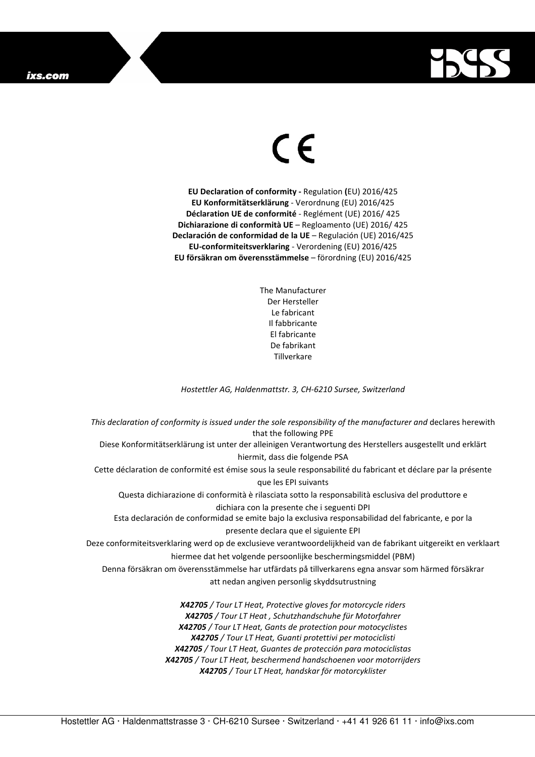CE

**EU Declaration of conformity -** Regulation **(**EU) 2016/425
**EU Konformitätserklärung** - Verordnung (EU) 2016/425
**Déclaration UE de conformité** - Reglément (UE) 2016/ 425
**Dichiarazione di conformità UE** – Regloamento (UE) 2016/ 425
**Declaración de conformidad de la UE** – Regulación (UE) 2016/425
**EU-conformiteitsverklaring** - Verordening (EU) 2016/425
**EU försäkran om överensstämmelse** – förordning (EU) 2016/425

The Manufacturer
Der Hersteller
Le fabricant
Il fabbricante
El fabricante
De fabrikant
Tillverkare

*Hostettler AG, Haldenmattstr. 3, CH-6210 Sursee, Switzerland*

*This declaration of conformity is issued under the sole responsibility of the manufacturer and* declares herewith that the following PPE
Diese Konformitätserklärung ist unter der alleinigen Verantwortung des Herstellers ausgestellt und erklärt hiermit, dass die folgende PSA
Cette déclaration de conformité est émise sous la seule responsabilité du fabricant et déclare par la présente que les EPI suivants
Questa dichiarazione di conformità è rilasciata sotto la responsabilità esclusiva del produttore e dichiara con la presente che i seguenti DPI
Esta declaración de conformidad se emite bajo la exclusiva responsabilidad del fabricante, e por la presente declara que el siguiente EPI
Deze conformiteitsverklaring werd op de exclusieve verantwoordelijkheid van de fabrikant uitgereikt en verklaart hiermee dat het volgende persoonlijke beschermingsmiddel (PBM)
Denna försäkran om överensstämmelse har utfärdats på tillverkarens egna ansvar som härmed försäkrar att nedan angiven personlig skyddsutrustning

***X42705*** */ Tour LT Heat, Protective gloves for motorcycle riders*
***X42705*** */ Tour LT Heat , Schutzhandschuhe für Motorfahrer*
***X42705*** */ Tour LT Heat, Gants de protection pour motocyclistes*
***X42705*** */ Tour LT Heat, Guanti protettivi per motociclisti*
***X42705*** */ Tour LT Heat, Guantes de protección para motociclistas*
***X42705*** */ Tour LT Heat, beschermend handschoenen voor motorrijders*
***X42705*** */ Tour LT Heat, handskar för motorcyklister*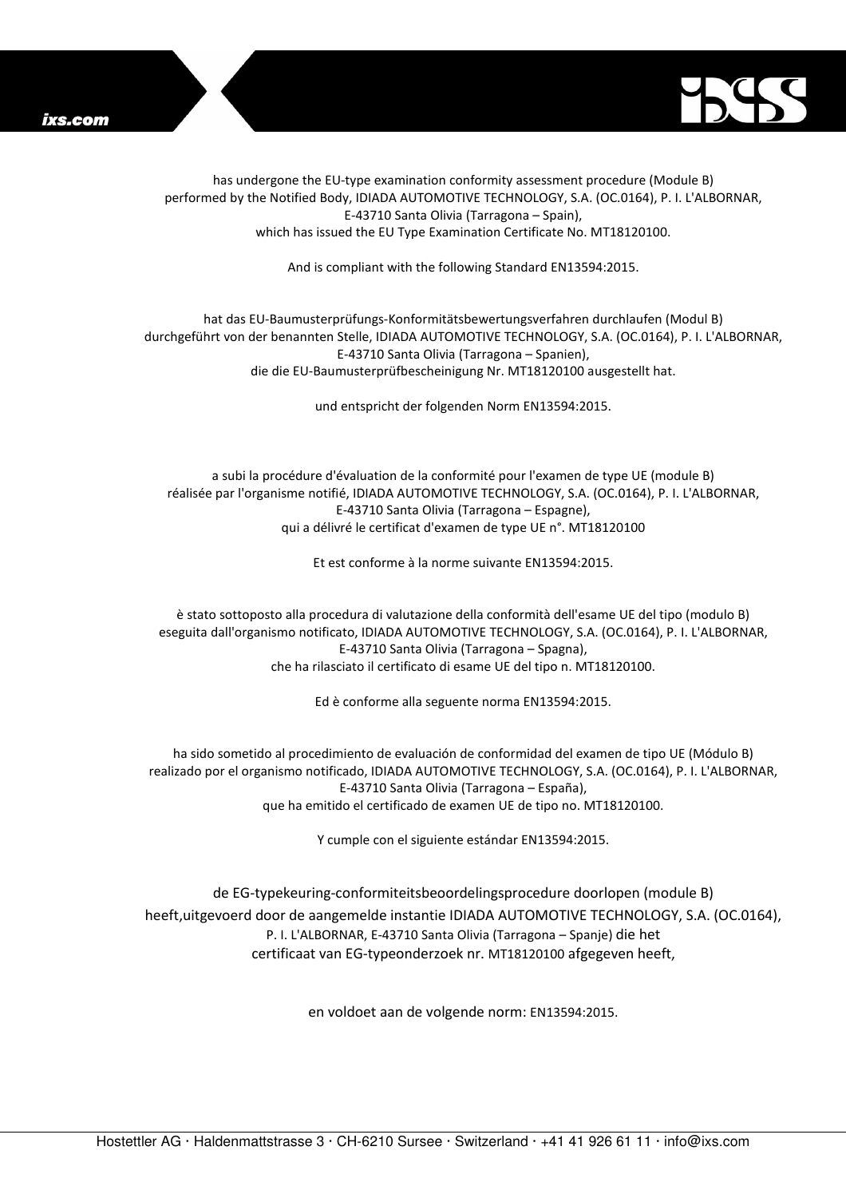has undergone the EU-type examination conformity assessment procedure (Module B) performed by the Notified Body, IDIADA AUTOMOTIVE TECHNOLOGY, S.A. (OC.0164), P. I. L'ALBORNAR, E-43710 Santa Olivia (Tarragona – Spain), which has issued the EU Type Examination Certificate No. MT18120100.

And is compliant with the following Standard EN13594:2015.

hat das EU-Baumusterprüfungs-Konformitätsbewertungsverfahren durchlaufen (Modul B) durchgeführt von der benannten Stelle, IDIADA AUTOMOTIVE TECHNOLOGY, S.A. (OC.0164), P. I. L'ALBORNAR, E-43710 Santa Olivia (Tarragona – Spanien), die die EU-Baumusterprüfbescheinigung Nr. MT18120100 ausgestellt hat.

und entspricht der folgenden Norm EN13594:2015.

a subi la procédure d'évaluation de la conformité pour l'examen de type UE (module B) réalisée par l'organisme notifié, IDIADA AUTOMOTIVE TECHNOLOGY, S.A. (OC.0164), P. I. L'ALBORNAR, E-43710 Santa Olivia (Tarragona – Espagne), qui a délivré le certificat d'examen de type UE n°. MT18120100

Et est conforme à la norme suivante EN13594:2015.

è stato sottoposto alla procedura di valutazione della conformità dell'esame UE del tipo (modulo B) eseguita dall'organismo notificato, IDIADA AUTOMOTIVE TECHNOLOGY, S.A. (OC.0164), P. I. L'ALBORNAR, E-43710 Santa Olivia (Tarragona – Spagna), che ha rilasciato il certificato di esame UE del tipo n. MT18120100.

Ed è conforme alla seguente norma EN13594:2015.

ha sido sometido al procedimiento de evaluación de conformidad del examen de tipo UE (Módulo B) realizado por el organismo notificado, IDIADA AUTOMOTIVE TECHNOLOGY, S.A. (OC.0164), P. I. L'ALBORNAR, E-43710 Santa Olivia (Tarragona – España), que ha emitido el certificado de examen UE de tipo no. MT18120100.

Y cumple con el siguiente estándar EN13594:2015.

de EG-typekeuring-conformiteitsbeoordelingsprocedure doorlopen (module B) heeft,uitgevoerd door de aangemelde instantie IDIADA AUTOMOTIVE TECHNOLOGY, S.A. (OC.0164), P. I. L'ALBORNAR, E-43710 Santa Olivia (Tarragona – Spanje) die het certificaat van EG-typeonderzoek nr. MT18120100 afgegeven heeft,

en voldoet aan de volgende norm: EN13594:2015.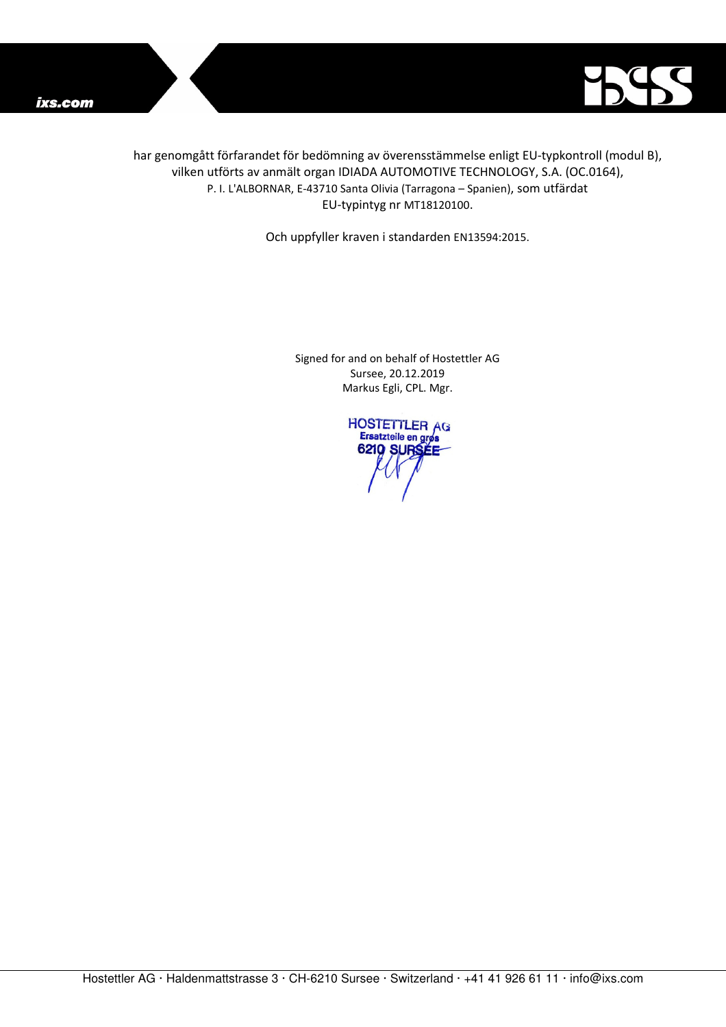har genomgått förfarandet för bedömning av överensstämmelse enligt EU-typkontroll (modul B), vilken utförts av anmält organ IDIADA AUTOMOTIVE TECHNOLOGY, S.A. (OC.0164), P. I. L'ALBORNAR, E-43710 Santa Olivia (Tarragona – Spanien), som utfärdat EU-typintyg nr MT18120100.

Och uppfyller kraven i standarden EN13594:2015.

Signed for and on behalf of Hostettler AG
Sursee, 20.12.2019
Markus Egli, CPL. Mgr.

HOSTETTLER AG
Ersatzteile en gros
6210 SURSEE

Hostettler AG · Haldenmattstrasse 3 · CH-6210 Sursee · Switzerland · +41 41 926 61 11 · info@ixs.com